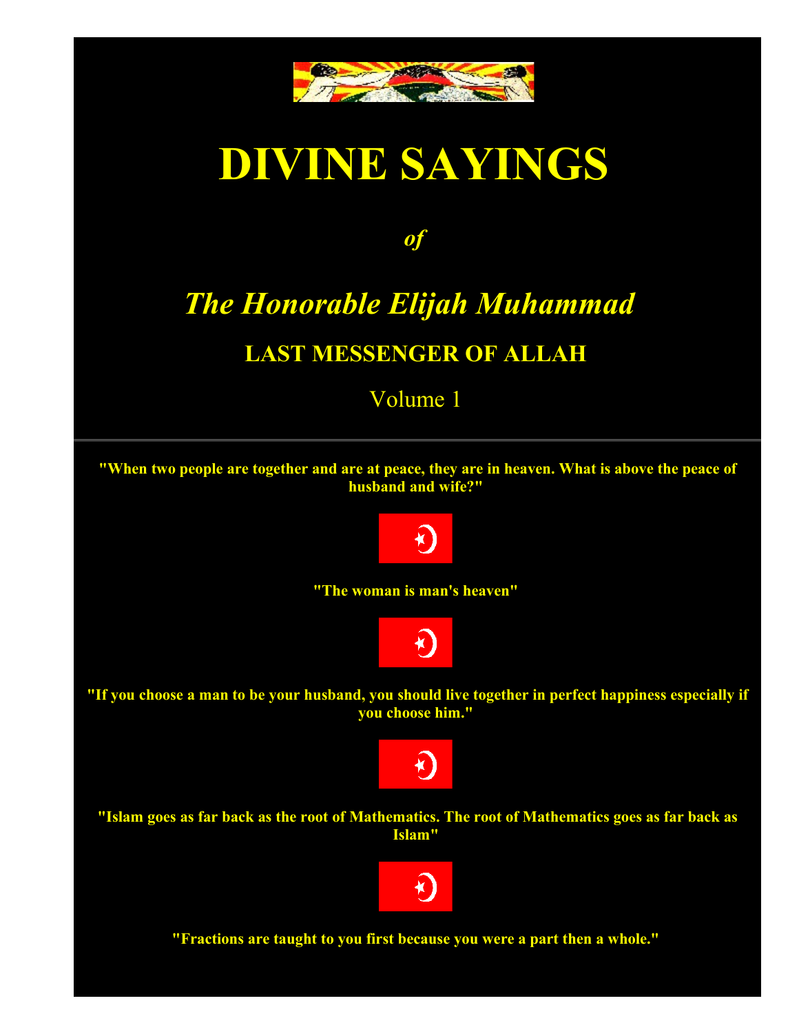# DIVINE SAYINGS

*of*

## *The Honorable Elijah Muhammad*

### LAST MESSENGER OF ALLAH

Volume 1

---

**"When two people are together and are at peace, they are in heaven. What is above the peace of husband and wife?"**

**"The woman is man's heaven"**

**"If you choose a man to be your husband, you should live together in perfect happiness especially if you choose him."**

**"Islam goes as far back as the root of Mathematics. The root of Mathematics goes as far back as Islam"**

**"Fractions are taught to you first because you were a part then a whole."**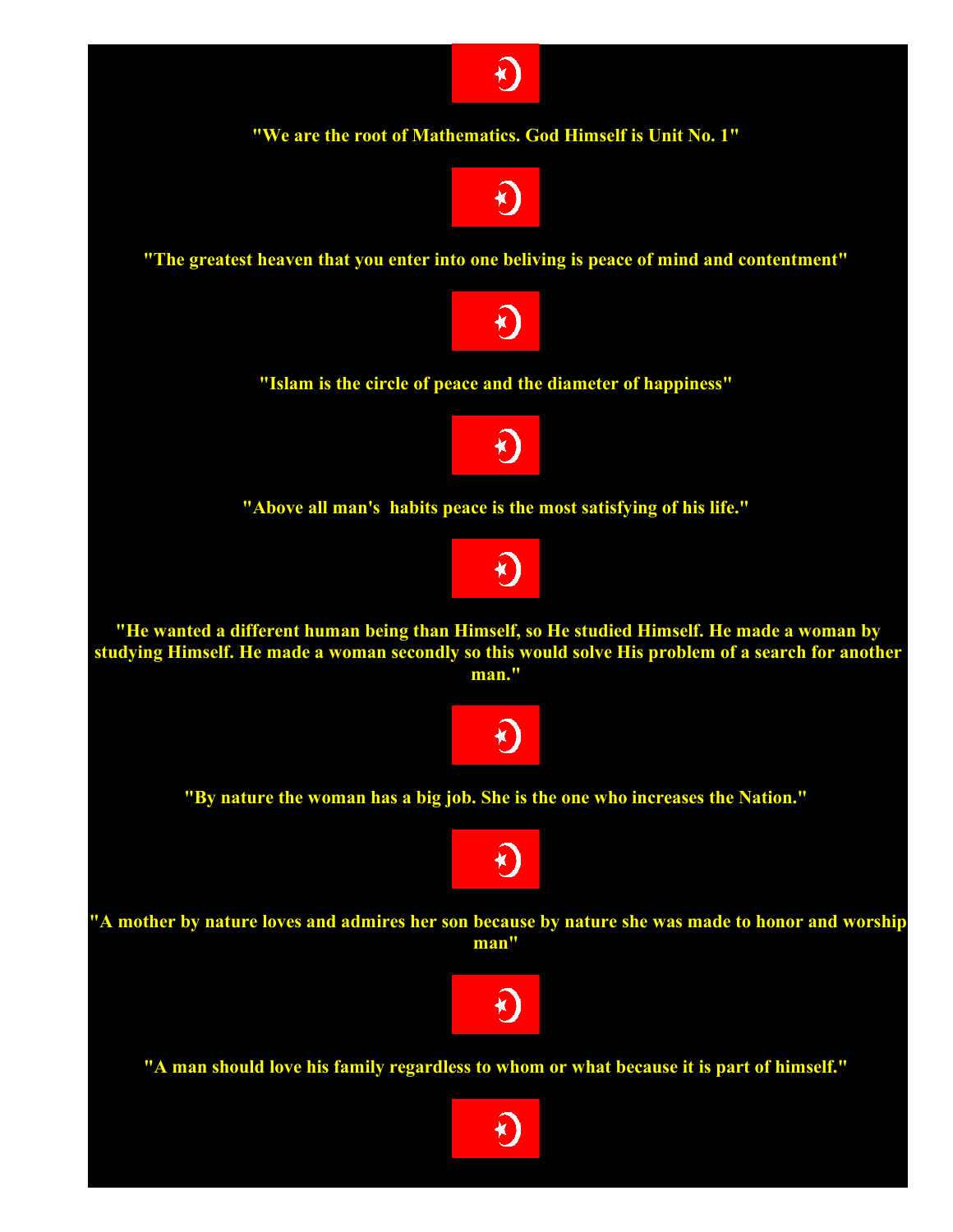**"We are the root of Mathematics. God Himself is Unit No. 1"**

**"The greatest heaven that you enter into one beliving is peace of mind and contentment"**

**"Islam is the circle of peace and the diameter of happiness"**

**"Above all man's habits peace is the most satisfying of his life."**

**"He wanted a different human being than Himself, so He studied Himself. He made a woman by studying Himself. He made a woman secondly so this would solve His problem of a search for another man."**

**"By nature the woman has a big job. She is the one who increases the Nation."**

**"A mother by nature loves and admires her son because by nature she was made to honor and worship man"**

**"A man should love his family regardless to whom or what because it is part of himself."**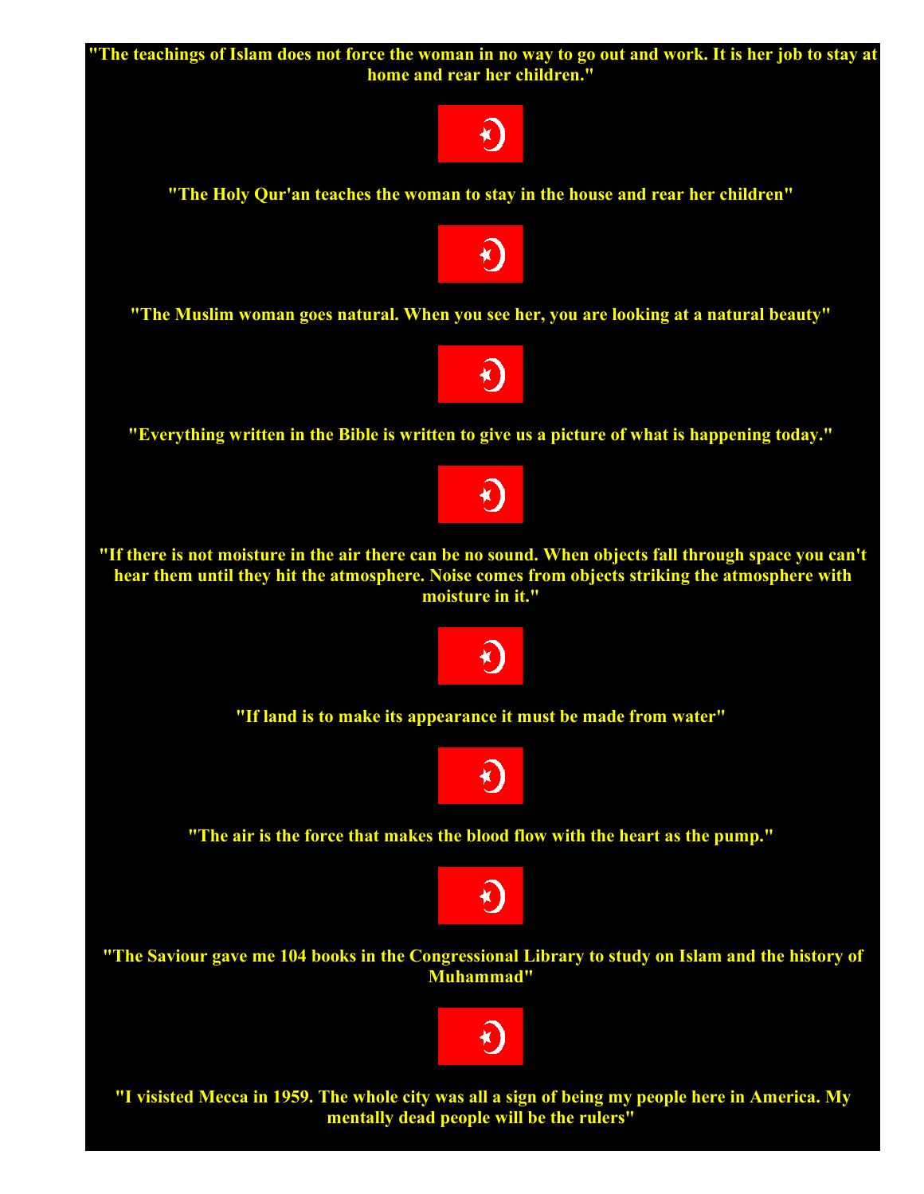**"The teachings of Islam does not force the woman in no way to go out and work. It is her job to stay at home and rear her children."**

**"The Holy Qur'an teaches the woman to stay in the house and rear her children"**

**"The Muslim woman goes natural. When you see her, you are looking at a natural beauty"**

**"Everything written in the Bible is written to give us a picture of what is happening today."**

**"If there is not moisture in the air there can be no sound. When objects fall through space you can't hear them until they hit the atmosphere. Noise comes from objects striking the atmosphere with moisture in it."**

**"If land is to make its appearance it must be made from water"**

**"The air is the force that makes the blood flow with the heart as the pump."**

**"The Saviour gave me 104 books in the Congressional Library to study on Islam and the history of Muhammad"**

**"I visisted Mecca in 1959. The whole city was all a sign of being my people here in America. My mentally dead people will be the rulers"**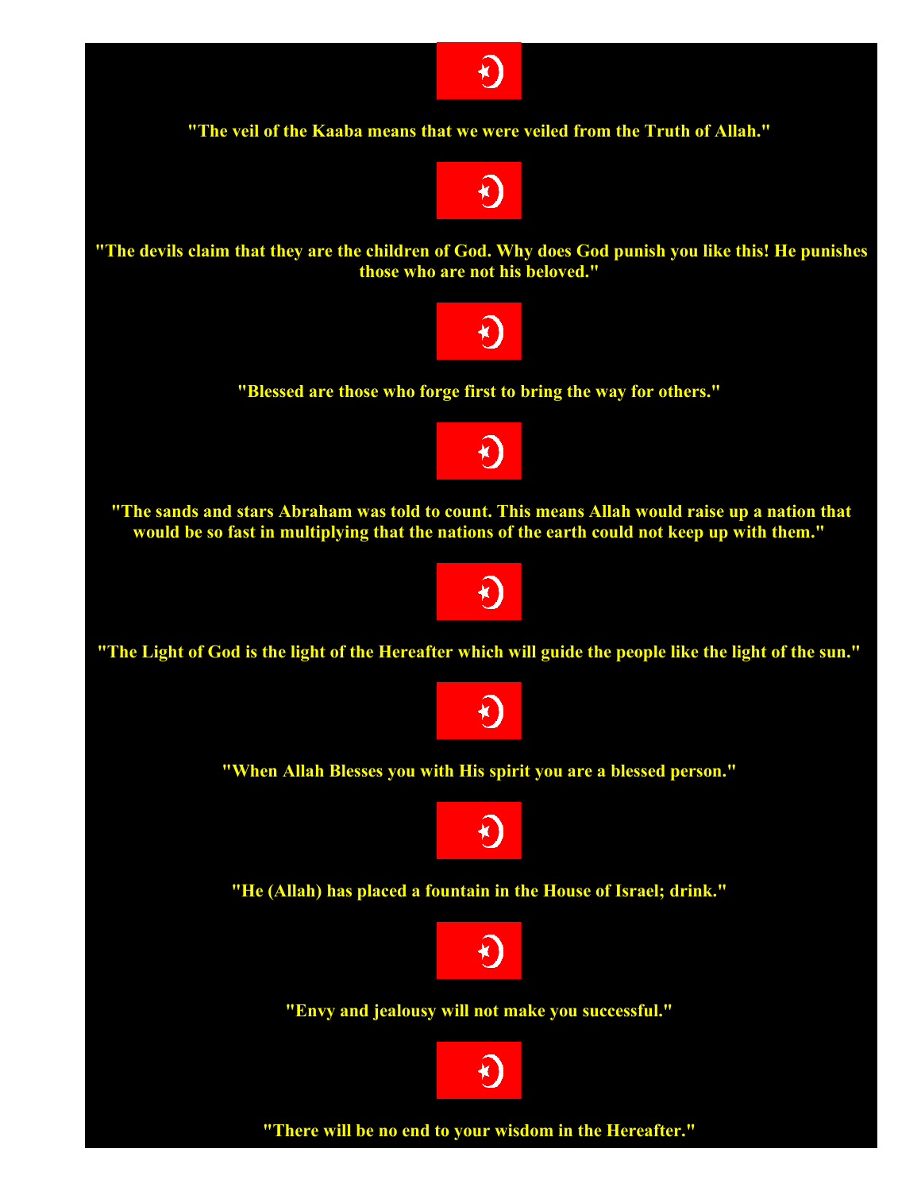**"The veil of the Kaaba means that we were veiled from the Truth of Allah."**

**"The devils claim that they are the children of God. Why does God punish you like this! He punishes those who are not his beloved."**

**"Blessed are those who forge first to bring the way for others."**

**"The sands and stars Abraham was told to count. This means Allah would raise up a nation that would be so fast in multiplying that the nations of the earth could not keep up with them."**

**"The Light of God is the light of the Hereafter which will guide the people like the light of the sun."**

**"When Allah Blesses you with His spirit you are a blessed person."**

**"He (Allah) has placed a fountain in the House of Israel; drink."**

**"Envy and jealousy will not make you successful."**

**"There will be no end to your wisdom in the Hereafter."**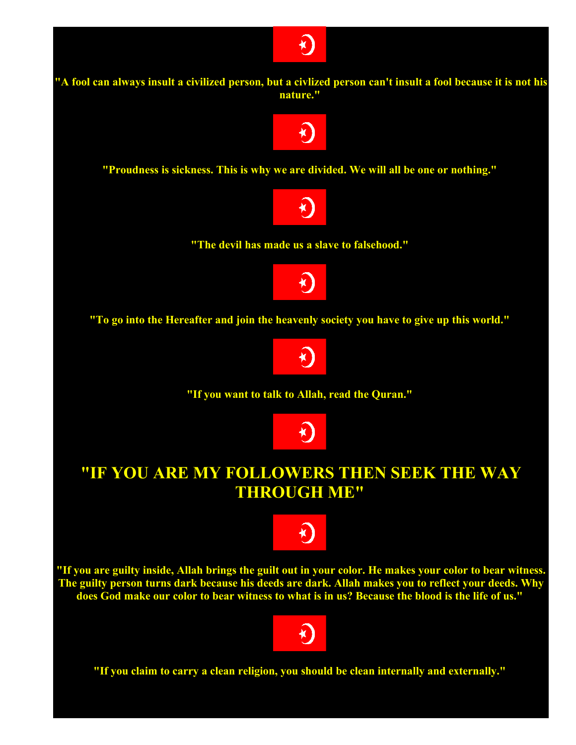**"A fool can always insult a civilized person, but a civlized person can't insult a fool because it is not his nature."**

**"Proudness is sickness. This is why we are divided. We will all be one or nothing."**

**"The devil has made us a slave to falsehood."**

**"To go into the Hereafter and join the heavenly society you have to give up this world."**

**"If you want to talk to Allah, read the Quran."**

## "IF YOU ARE MY FOLLOWERS THEN SEEK THE WAY THROUGH ME"

**"If you are guilty inside, Allah brings the guilt out in your color. He makes your color to bear witness. The guilty person turns dark because his deeds are dark. Allah makes you to reflect your deeds. Why does God make our color to bear witness to what is in us? Because the blood is the life of us."**

**"If you claim to carry a clean religion, you should be clean internally and externally."**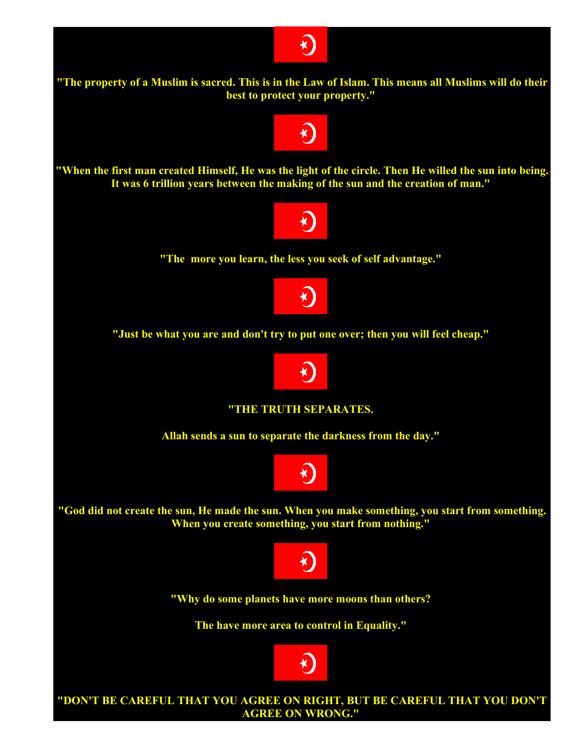**"The property of a Muslim is sacred. This is in the Law of Islam. This means all Muslims will do their best to protect your property."**

**"When the first man created Himself, He was the light of the circle. Then He willed the sun into being. It was 6 trillion years between the making of the sun and the creation of man."**

**"The  more you learn, the less you seek of self advantage."**

**"Just be what you are and don't try to put one over; then you will feel cheap."**

**"THE TRUTH SEPARATES.**

**Allah sends a sun to separate the darkness from the day."**

**"God did not create the sun, He made the sun. When you make something, you start from something. When you create something, you start from nothing."**

**"Why do some planets have more moons than others?**

**The have more area to control in Equality."**

**"DON'T BE CAREFUL THAT YOU AGREE ON RIGHT, BUT BE CAREFUL THAT YOU DON'T AGREE ON WRONG."**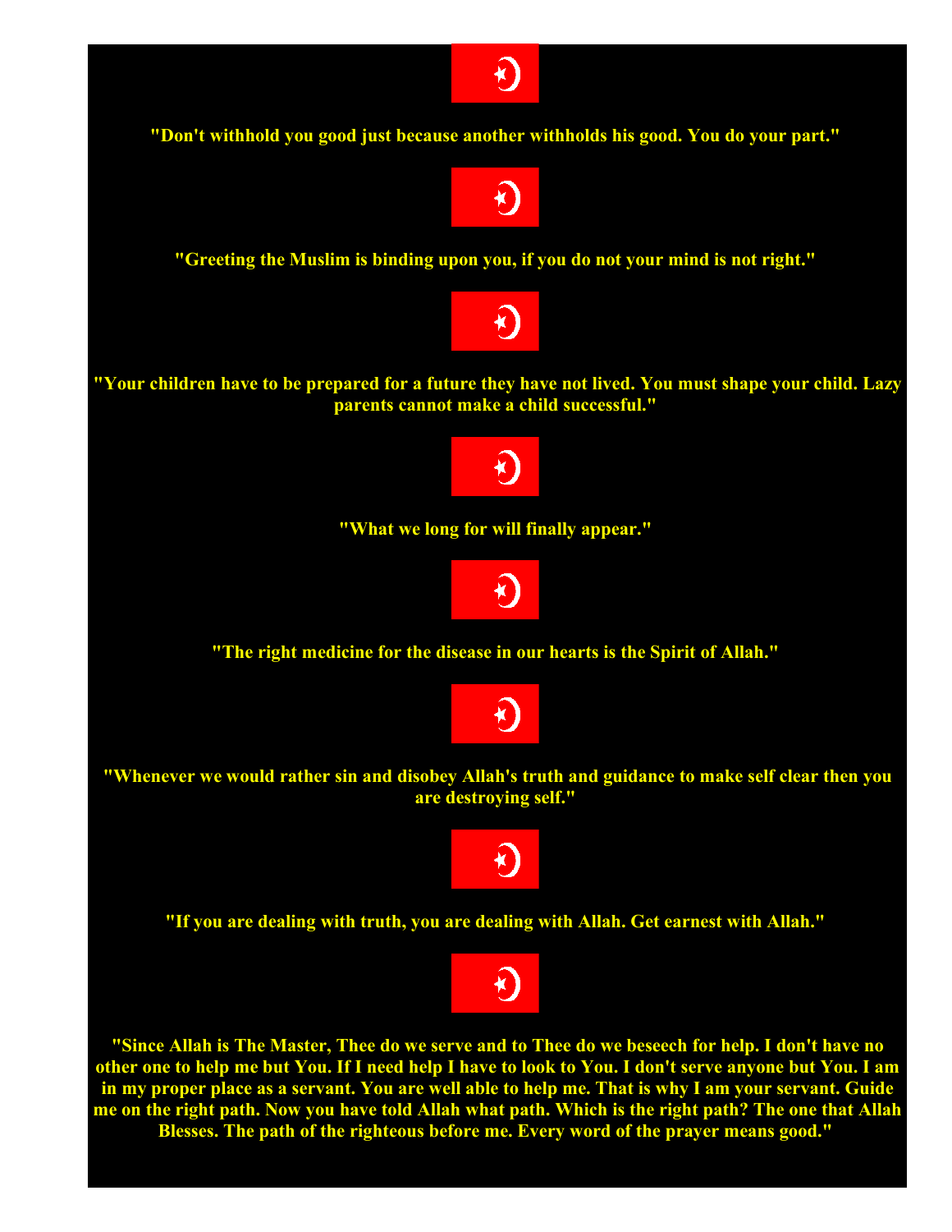**"Don't withhold you good just because another withholds his good. You do your part."**

**"Greeting the Muslim is binding upon you, if you do not your mind is not right."**

**"Your children have to be prepared for a future they have not lived. You must shape your child. Lazy parents cannot make a child successful."**

**"What we long for will finally appear."**

**"The right medicine for the disease in our hearts is the Spirit of Allah."**

**"Whenever we would rather sin and disobey Allah's truth and guidance to make self clear then you are destroying self."**

**"If you are dealing with truth, you are dealing with Allah. Get earnest with Allah."**

**"Since Allah is The Master, Thee do we serve and to Thee do we beseech for help. I don't have no other one to help me but You. If I need help I have to look to You. I don't serve anyone but You. I am in my proper place as a servant. You are well able to help me. That is why I am your servant. Guide me on the right path. Now you have told Allah what path. Which is the right path? The one that Allah Blesses. The path of the righteous before me. Every word of the prayer means good."**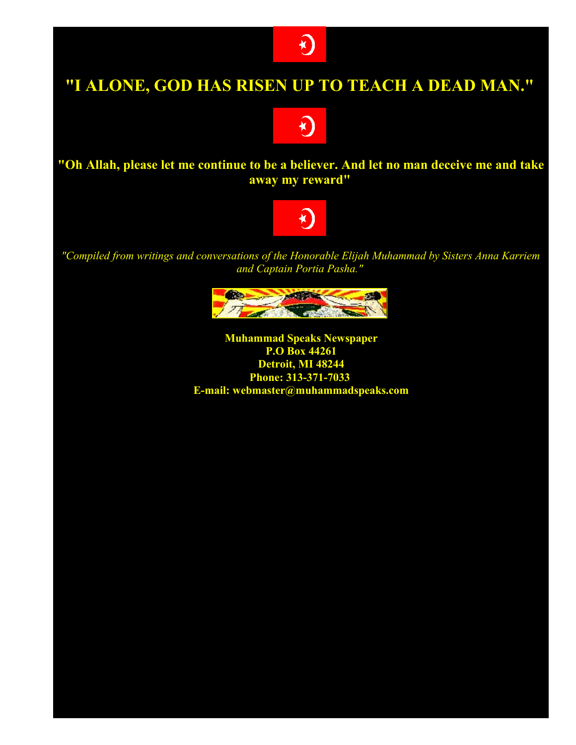## "I ALONE, GOD HAS RISEN UP TO TEACH A DEAD MAN."

**"Oh Allah, please let me continue to be a believer. And let no man deceive me and take away my reward"**

*"Compiled from writings and conversations of the Honorable Elijah Muhammad by Sisters Anna Karriem and Captain Portia Pasha."*

**Muhammad Speaks Newspaper**
**P.O Box 44261**
**Detroit, MI 48244**
**Phone: 313-371-7033**
**E-mail: webmaster@muhammadspeaks.com**